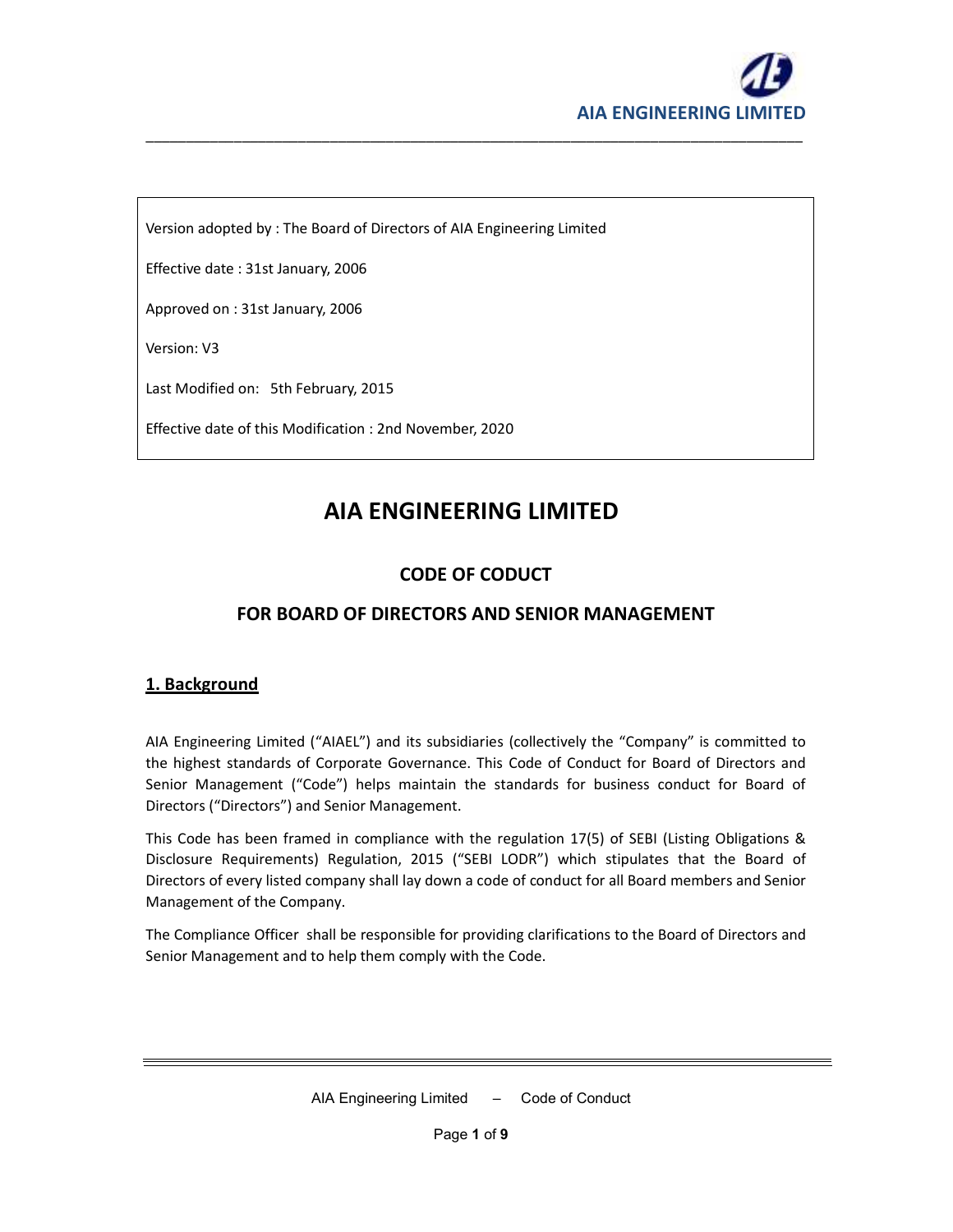Version adopted by : The Board of Directors of AIA Engineering Limited

Effective date : 31st January, 2006

Approved on : 31st January, 2006

Version: V3

Last Modified on: 5th February, 2015

Effective date of this Modification : 2nd November, 2020

# AIA ENGINEERING LIMITED

## CODE OF CODUCT

## FOR BOARD OF DIRECTORS AND SENIOR MANAGEMENT

### 1. Background

AIA Engineering Limited ("AIAEL") and its subsidiaries (collectively the "Company" is committed to the highest standards of Corporate Governance. This Code of Conduct for Board of Directors and Senior Management ("Code") helps maintain the standards for business conduct for Board of Directors ("Directors") and Senior Management.

This Code has been framed in compliance with the regulation 17(5) of SEBI (Listing Obligations & Disclosure Requirements) Regulation, 2015 ("SEBI LODR") which stipulates that the Board of Directors of every listed company shall lay down a code of conduct for all Board members and Senior Management of the Company.

The Compliance Officer shall be responsible for providing clarifications to the Board of Directors and Senior Management and to help them comply with the Code.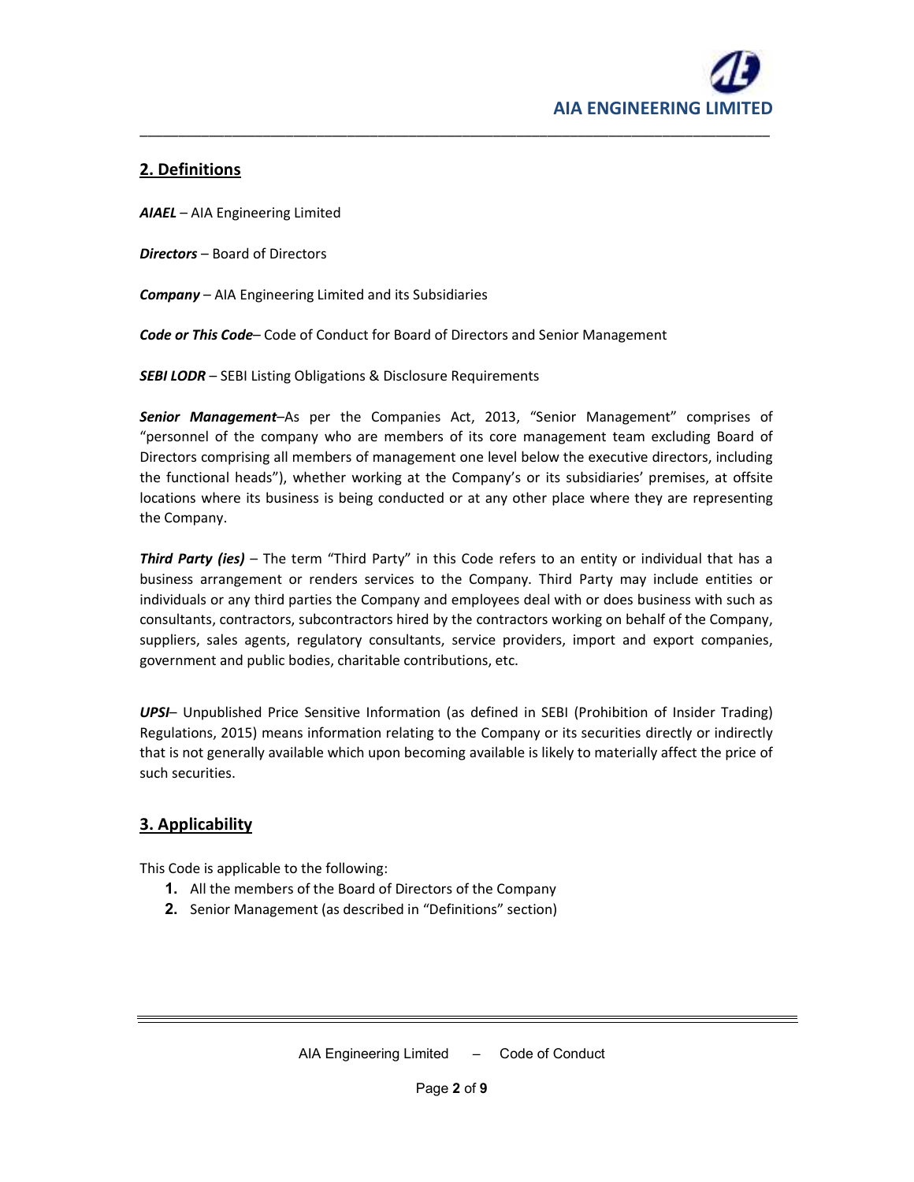## 2. Definitions

***AIAEL*** – AIA Engineering Limited

***Directors*** – Board of Directors

***Company*** – AIA Engineering Limited and its Subsidiaries

***Code or This Code***– Code of Conduct for Board of Directors and Senior Management

***SEBI LODR*** – SEBI Listing Obligations & Disclosure Requirements

***Senior Management***–As per the Companies Act, 2013, "Senior Management" comprises of "personnel of the company who are members of its core management team excluding Board of Directors comprising all members of management one level below the executive directors, including the functional heads"), whether working at the Company's or its subsidiaries' premises, at offsite locations where its business is being conducted or at any other place where they are representing the Company.

***Third Party (ies)*** – The term "Third Party" in this Code refers to an entity or individual that has a business arrangement or renders services to the Company. Third Party may include entities or individuals or any third parties the Company and employees deal with or does business with such as consultants, contractors, subcontractors hired by the contractors working on behalf of the Company, suppliers, sales agents, regulatory consultants, service providers, import and export companies, government and public bodies, charitable contributions, etc.

***UPSI***– Unpublished Price Sensitive Information (as defined in SEBI (Prohibition of Insider Trading) Regulations, 2015) means information relating to the Company or its securities directly or indirectly that is not generally available which upon becoming available is likely to materially affect the price of such securities.

## 3. Applicability

This Code is applicable to the following:

1. All the members of the Board of Directors of the Company
2. Senior Management (as described in "Definitions" section)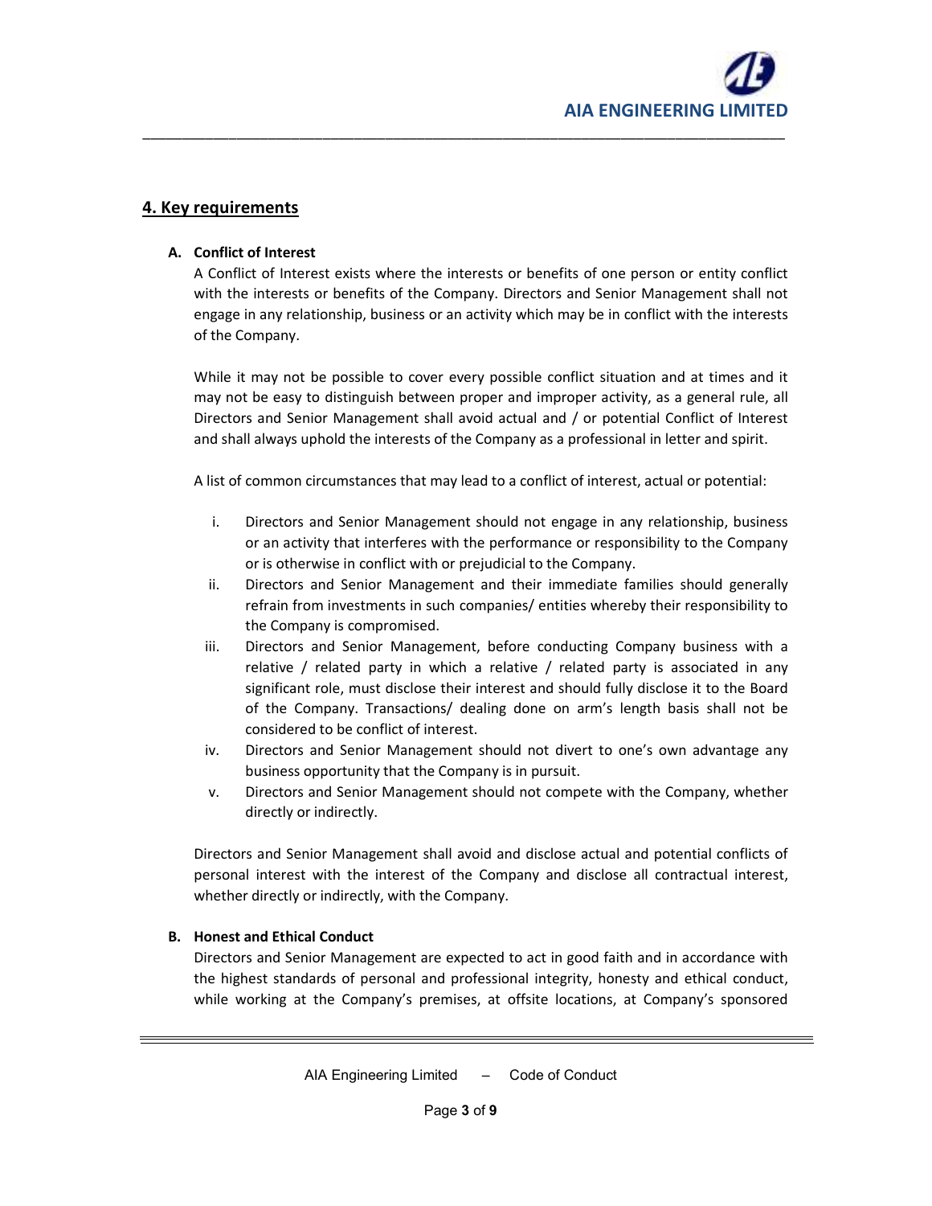## 4. Key requirements

**A. Conflict of Interest**

A Conflict of Interest exists where the interests or benefits of one person or entity conflict with the interests or benefits of the Company. Directors and Senior Management shall not engage in any relationship, business or an activity which may be in conflict with the interests of the Company.

While it may not be possible to cover every possible conflict situation and at times and it may not be easy to distinguish between proper and improper activity, as a general rule, all Directors and Senior Management shall avoid actual and / or potential Conflict of Interest and shall always uphold the interests of the Company as a professional in letter and spirit.

A list of common circumstances that may lead to a conflict of interest, actual or potential:

i. Directors and Senior Management should not engage in any relationship, business or an activity that interferes with the performance or responsibility to the Company or is otherwise in conflict with or prejudicial to the Company.

ii. Directors and Senior Management and their immediate families should generally refrain from investments in such companies/ entities whereby their responsibility to the Company is compromised.

iii. Directors and Senior Management, before conducting Company business with a relative / related party in which a relative / related party is associated in any significant role, must disclose their interest and should fully disclose it to the Board of the Company. Transactions/ dealing done on arm's length basis shall not be considered to be conflict of interest.

iv. Directors and Senior Management should not divert to one's own advantage any business opportunity that the Company is in pursuit.

v. Directors and Senior Management should not compete with the Company, whether directly or indirectly.

Directors and Senior Management shall avoid and disclose actual and potential conflicts of personal interest with the interest of the Company and disclose all contractual interest, whether directly or indirectly, with the Company.

**B. Honest and Ethical Conduct**

Directors and Senior Management are expected to act in good faith and in accordance with the highest standards of personal and professional integrity, honesty and ethical conduct, while working at the Company's premises, at offsite locations, at Company's sponsored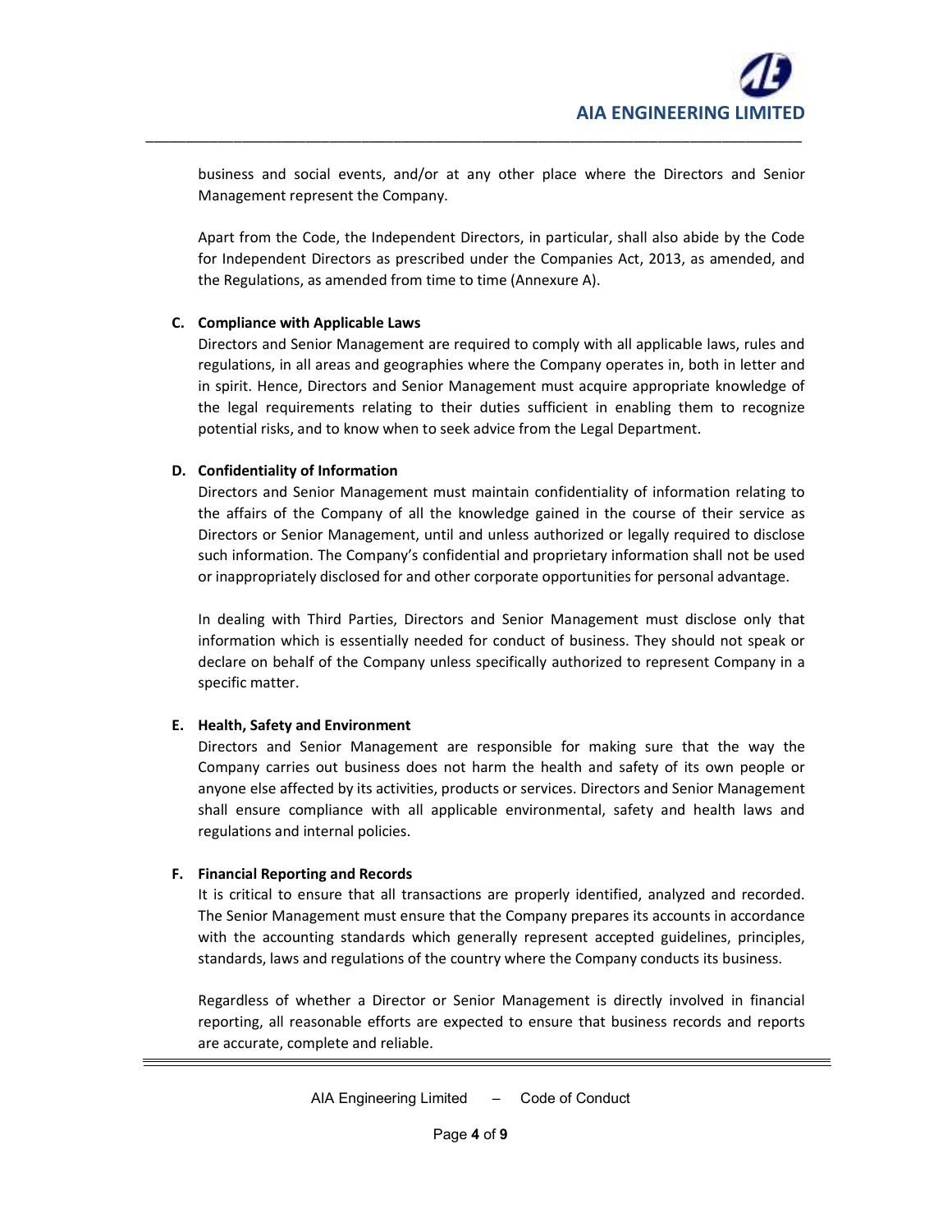business and social events, and/or at any other place where the Directors and Senior Management represent the Company.

Apart from the Code, the Independent Directors, in particular, shall also abide by the Code for Independent Directors as prescribed under the Companies Act, 2013, as amended, and the Regulations, as amended from time to time (Annexure A).

### C. Compliance with Applicable Laws

Directors and Senior Management are required to comply with all applicable laws, rules and regulations, in all areas and geographies where the Company operates in, both in letter and in spirit. Hence, Directors and Senior Management must acquire appropriate knowledge of the legal requirements relating to their duties sufficient in enabling them to recognize potential risks, and to know when to seek advice from the Legal Department.

### D. Confidentiality of Information

Directors and Senior Management must maintain confidentiality of information relating to the affairs of the Company of all the knowledge gained in the course of their service as Directors or Senior Management, until and unless authorized or legally required to disclose such information. The Company's confidential and proprietary information shall not be used or inappropriately disclosed for and other corporate opportunities for personal advantage.

In dealing with Third Parties, Directors and Senior Management must disclose only that information which is essentially needed for conduct of business. They should not speak or declare on behalf of the Company unless specifically authorized to represent Company in a specific matter.

### E. Health, Safety and Environment

Directors and Senior Management are responsible for making sure that the way the Company carries out business does not harm the health and safety of its own people or anyone else affected by its activities, products or services. Directors and Senior Management shall ensure compliance with all applicable environmental, safety and health laws and regulations and internal policies.

### F. Financial Reporting and Records

It is critical to ensure that all transactions are properly identified, analyzed and recorded. The Senior Management must ensure that the Company prepares its accounts in accordance with the accounting standards which generally represent accepted guidelines, principles, standards, laws and regulations of the country where the Company conducts its business.

Regardless of whether a Director or Senior Management is directly involved in financial reporting, all reasonable efforts are expected to ensure that business records and reports are accurate, complete and reliable.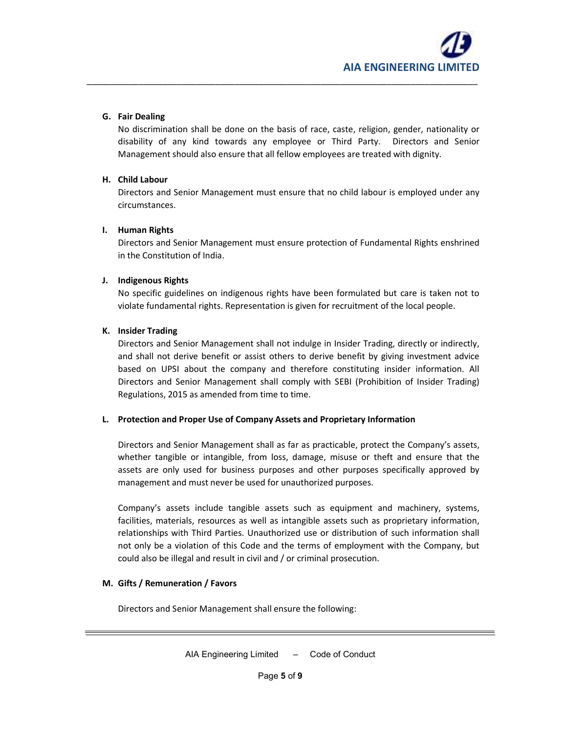**G. Fair Dealing**

No discrimination shall be done on the basis of race, caste, religion, gender, nationality or disability of any kind towards any employee or Third Party. Directors and Senior Management should also ensure that all fellow employees are treated with dignity.

**H. Child Labour**

Directors and Senior Management must ensure that no child labour is employed under any circumstances.

**I. Human Rights**

Directors and Senior Management must ensure protection of Fundamental Rights enshrined in the Constitution of India.

**J. Indigenous Rights**

No specific guidelines on indigenous rights have been formulated but care is taken not to violate fundamental rights. Representation is given for recruitment of the local people.

**K. Insider Trading**

Directors and Senior Management shall not indulge in Insider Trading, directly or indirectly, and shall not derive benefit or assist others to derive benefit by giving investment advice based on UPSI about the company and therefore constituting insider information. All Directors and Senior Management shall comply with SEBI (Prohibition of Insider Trading) Regulations, 2015 as amended from time to time.

**L. Protection and Proper Use of Company Assets and Proprietary Information**

Directors and Senior Management shall as far as practicable, protect the Company's assets, whether tangible or intangible, from loss, damage, misuse or theft and ensure that the assets are only used for business purposes and other purposes specifically approved by management and must never be used for unauthorized purposes.

Company's assets include tangible assets such as equipment and machinery, systems, facilities, materials, resources as well as intangible assets such as proprietary information, relationships with Third Parties. Unauthorized use or distribution of such information shall not only be a violation of this Code and the terms of employment with the Company, but could also be illegal and result in civil and / or criminal prosecution.

**M. Gifts / Remuneration / Favors**

Directors and Senior Management shall ensure the following: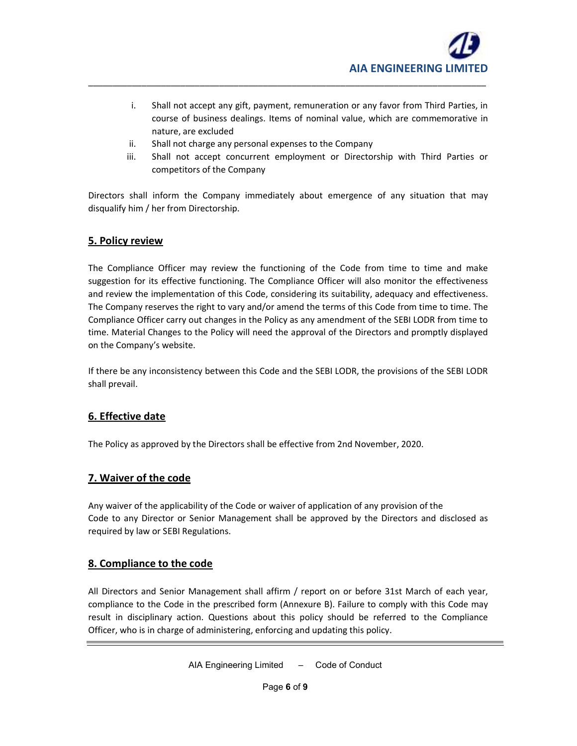i. Shall not accept any gift, payment, remuneration or any favor from Third Parties, in course of business dealings. Items of nominal value, which are commemorative in nature, are excluded
ii. Shall not charge any personal expenses to the Company
iii. Shall not accept concurrent employment or Directorship with Third Parties or competitors of the Company

Directors shall inform the Company immediately about emergence of any situation that may disqualify him / her from Directorship.

## 5. Policy review

The Compliance Officer may review the functioning of the Code from time to time and make suggestion for its effective functioning. The Compliance Officer will also monitor the effectiveness and review the implementation of this Code, considering its suitability, adequacy and effectiveness. The Company reserves the right to vary and/or amend the terms of this Code from time to time. The Compliance Officer carry out changes in the Policy as any amendment of the SEBI LODR from time to time. Material Changes to the Policy will need the approval of the Directors and promptly displayed on the Company's website.

If there be any inconsistency between this Code and the SEBI LODR, the provisions of the SEBI LODR shall prevail.

## 6. Effective date

The Policy as approved by the Directors shall be effective from 2nd November, 2020.

## 7. Waiver of the code

Any waiver of the applicability of the Code or waiver of application of any provision of the Code to any Director or Senior Management shall be approved by the Directors and disclosed as required by law or SEBI Regulations.

## 8. Compliance to the code

All Directors and Senior Management shall affirm / report on or before 31st March of each year, compliance to the Code in the prescribed form (Annexure B). Failure to comply with this Code may result in disciplinary action. Questions about this policy should be referred to the Compliance Officer, who is in charge of administering, enforcing and updating this policy.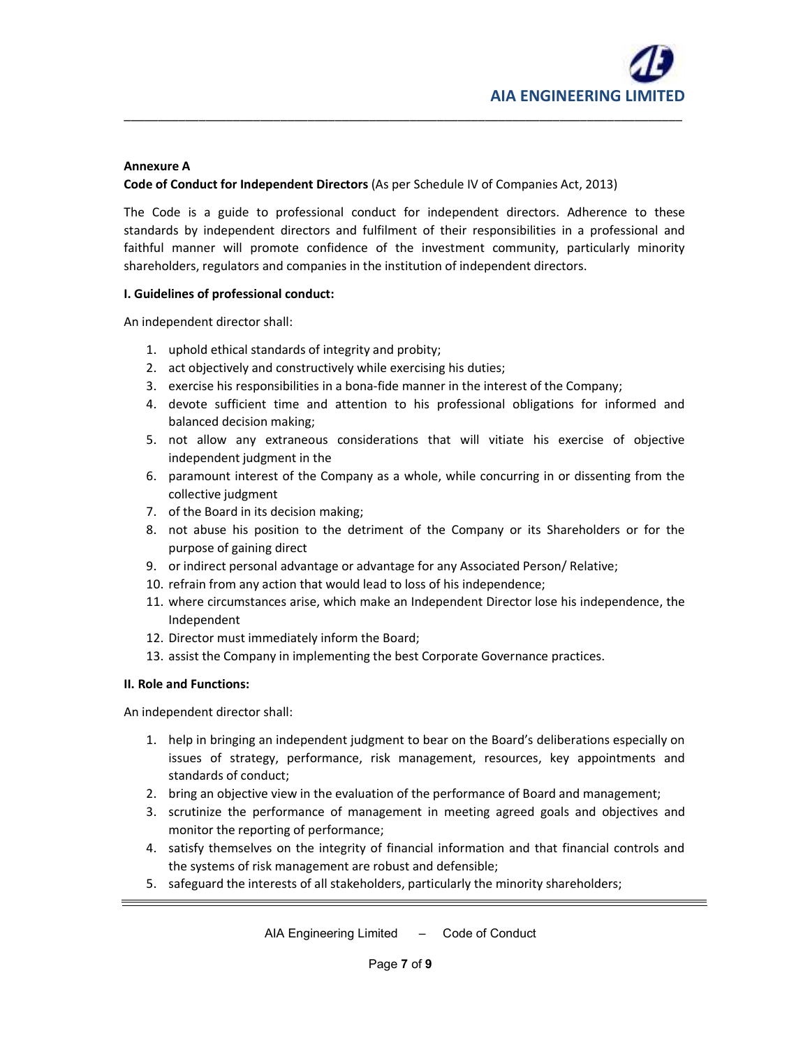**Annexure A**

**Code of Conduct for Independent Directors** (As per Schedule IV of Companies Act, 2013)

The Code is a guide to professional conduct for independent directors. Adherence to these standards by independent directors and fulfilment of their responsibilities in a professional and faithful manner will promote confidence of the investment community, particularly minority shareholders, regulators and companies in the institution of independent directors.

**I. Guidelines of professional conduct:**

An independent director shall:

1. uphold ethical standards of integrity and probity;
2. act objectively and constructively while exercising his duties;
3. exercise his responsibilities in a bona-fide manner in the interest of the Company;
4. devote sufficient time and attention to his professional obligations for informed and balanced decision making;
5. not allow any extraneous considerations that will vitiate his exercise of objective independent judgment in the
6. paramount interest of the Company as a whole, while concurring in or dissenting from the collective judgment
7. of the Board in its decision making;
8. not abuse his position to the detriment of the Company or its Shareholders or for the purpose of gaining direct
9. or indirect personal advantage or advantage for any Associated Person/ Relative;
10. refrain from any action that would lead to loss of his independence;
11. where circumstances arise, which make an Independent Director lose his independence, the Independent
12. Director must immediately inform the Board;
13. assist the Company in implementing the best Corporate Governance practices.

**II. Role and Functions:**

An independent director shall:

1. help in bringing an independent judgment to bear on the Board's deliberations especially on issues of strategy, performance, risk management, resources, key appointments and standards of conduct;
2. bring an objective view in the evaluation of the performance of Board and management;
3. scrutinize the performance of management in meeting agreed goals and objectives and monitor the reporting of performance;
4. satisfy themselves on the integrity of financial information and that financial controls and the systems of risk management are robust and defensible;
5. safeguard the interests of all stakeholders, particularly the minority shareholders;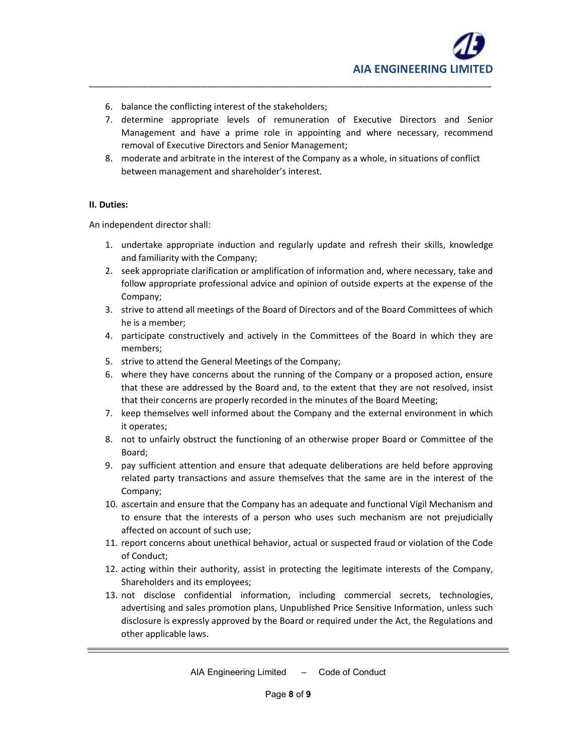6. balance the conflicting interest of the stakeholders;
7. determine appropriate levels of remuneration of Executive Directors and Senior Management and have a prime role in appointing and where necessary, recommend removal of Executive Directors and Senior Management;
8. moderate and arbitrate in the interest of the Company as a whole, in situations of conflict between management and shareholder's interest.

**II. Duties:**

An independent director shall:

1. undertake appropriate induction and regularly update and refresh their skills, knowledge and familiarity with the Company;
2. seek appropriate clarification or amplification of information and, where necessary, take and follow appropriate professional advice and opinion of outside experts at the expense of the Company;
3. strive to attend all meetings of the Board of Directors and of the Board Committees of which he is a member;
4. participate constructively and actively in the Committees of the Board in which they are members;
5. strive to attend the General Meetings of the Company;
6. where they have concerns about the running of the Company or a proposed action, ensure that these are addressed by the Board and, to the extent that they are not resolved, insist that their concerns are properly recorded in the minutes of the Board Meeting;
7. keep themselves well informed about the Company and the external environment in which it operates;
8. not to unfairly obstruct the functioning of an otherwise proper Board or Committee of the Board;
9. pay sufficient attention and ensure that adequate deliberations are held before approving related party transactions and assure themselves that the same are in the interest of the Company;
10. ascertain and ensure that the Company has an adequate and functional Vigil Mechanism and to ensure that the interests of a person who uses such mechanism are not prejudicially affected on account of such use;
11. report concerns about unethical behavior, actual or suspected fraud or violation of the Code of Conduct;
12. acting within their authority, assist in protecting the legitimate interests of the Company, Shareholders and its employees;
13. not disclose confidential information, including commercial secrets, technologies, advertising and sales promotion plans, Unpublished Price Sensitive Information, unless such disclosure is expressly approved by the Board or required under the Act, the Regulations and other applicable laws.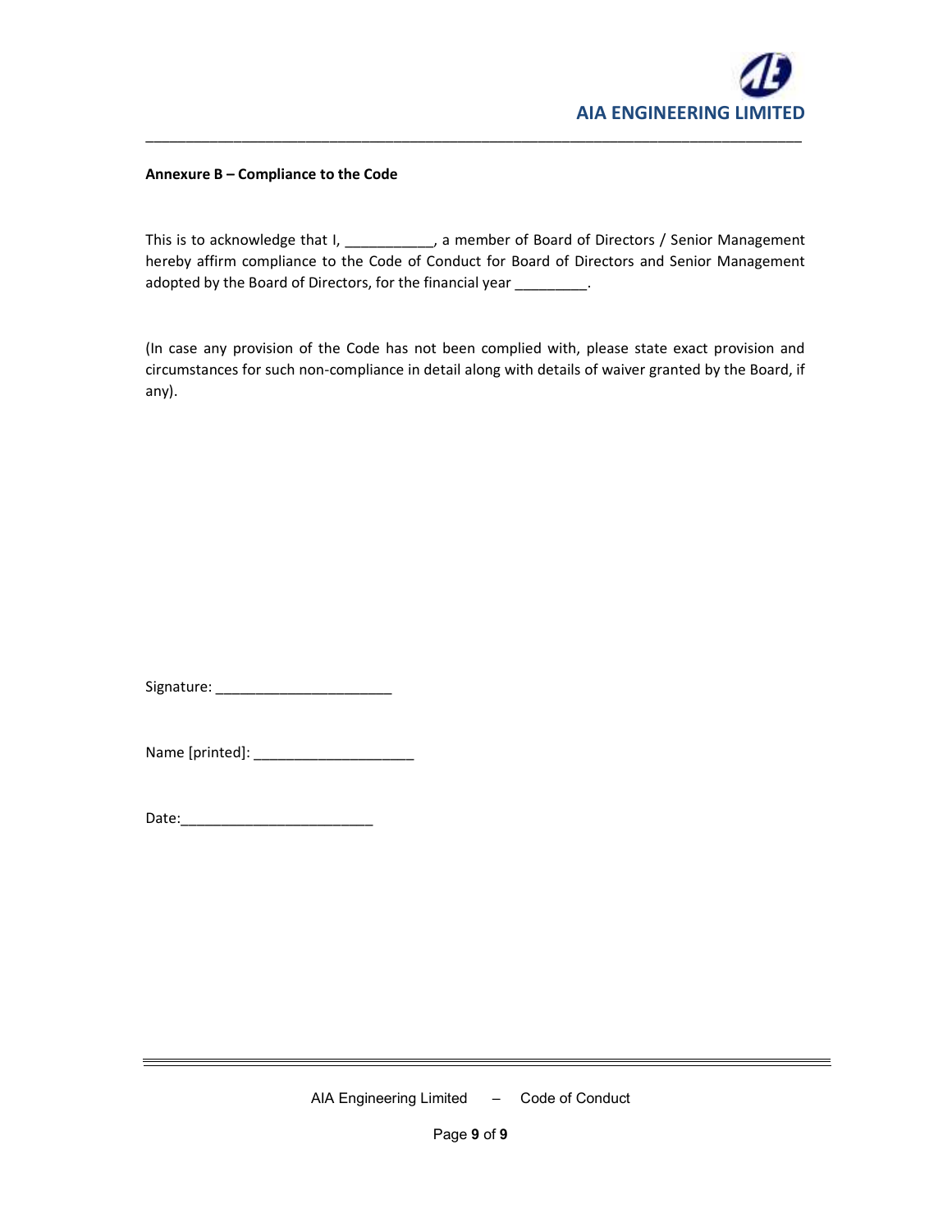**Annexure B – Compliance to the Code**

This is to acknowledge that I, ___________, a member of Board of Directors / Senior Management hereby affirm compliance to the Code of Conduct for Board of Directors and Senior Management adopted by the Board of Directors, for the financial year _________.

(In case any provision of the Code has not been complied with, please state exact provision and circumstances for such non-compliance in detail along with details of waiver granted by the Board, if any).

Signature: ______________________

Name [printed]: ____________________

Date:________________________